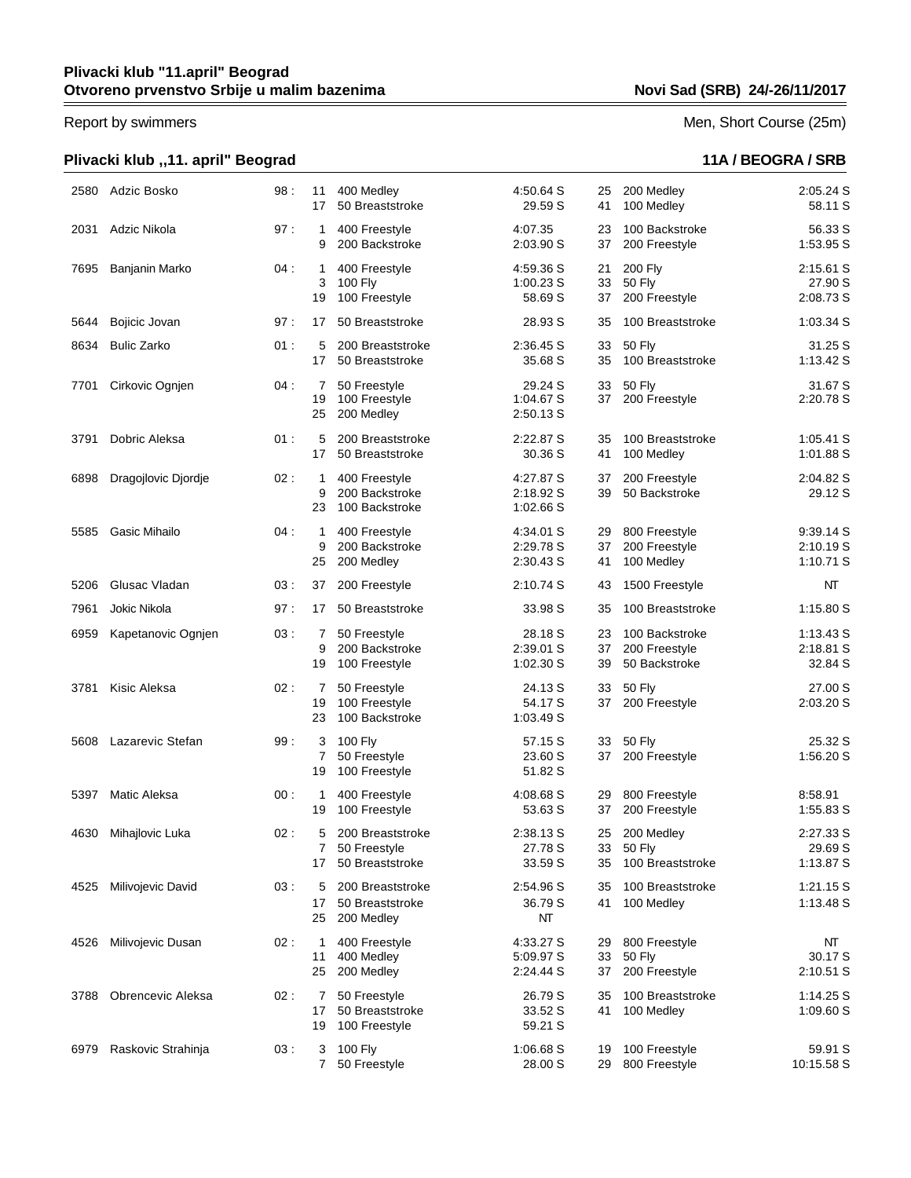**Plivacki klub "11.april" Beograd**
**Otvoreno prvenstvo Srbije u malim bazenima** **Novi Sad (SRB) 24/-26/11/2017**

Report by swimmers Men, Short Course (25m)

## Plivacki klub ,,11. april" Beograd 11A / BEOGRA / SRB

| ID | Name | YB | Ev | Event | Time | Ev | Event | Time |
|---|---|---|---|---|---|---|---|---|
| 2580 | Adzic Bosko | 98 : | 11 | 400 Medley | 4:50.64 S | 25 | 200 Medley | 2:05.24 S |
| | | | 17 | 50 Breaststroke | 29.59 S | 41 | 100 Medley | 58.11 S |
| 2031 | Adzic Nikola | 97 : | 1 | 400 Freestyle | 4:07.35 | 23 | 100 Backstroke | 56.33 S |
| | | | 9 | 200 Backstroke | 2:03.90 S | 37 | 200 Freestyle | 1:53.95 S |
| 7695 | Banjanin Marko | 04 : | 1 | 400 Freestyle | 4:59.36 S | 21 | 200 Fly | 2:15.61 S |
| | | | 3 | 100 Fly | 1:00.23 S | 33 | 50 Fly | 27.90 S |
| | | | 19 | 100 Freestyle | 58.69 S | 37 | 200 Freestyle | 2:08.73 S |
| 5644 | Bojicic Jovan | 97 : | 17 | 50 Breaststroke | 28.93 S | 35 | 100 Breaststroke | 1:03.34 S |
| 8634 | Bulic Zarko | 01 : | 5 | 200 Breaststroke | 2:36.45 S | 33 | 50 Fly | 31.25 S |
| | | | 17 | 50 Breaststroke | 35.68 S | 35 | 100 Breaststroke | 1:13.42 S |
| 7701 | Cirkovic Ognjen | 04 : | 7 | 50 Freestyle | 29.24 S | 33 | 50 Fly | 31.67 S |
| | | | 19 | 100 Freestyle | 1:04.67 S | 37 | 200 Freestyle | 2:20.78 S |
| | | | 25 | 200 Medley | 2:50.13 S | | | |
| 3791 | Dobric Aleksa | 01 : | 5 | 200 Breaststroke | 2:22.87 S | 35 | 100 Breaststroke | 1:05.41 S |
| | | | 17 | 50 Breaststroke | 30.36 S | 41 | 100 Medley | 1:01.88 S |
| 6898 | Dragojlovic Djordje | 02 : | 1 | 400 Freestyle | 4:27.87 S | 37 | 200 Freestyle | 2:04.82 S |
| | | | 9 | 200 Backstroke | 2:18.92 S | 39 | 50 Backstroke | 29.12 S |
| | | | 23 | 100 Backstroke | 1:02.66 S | | | |
| 5585 | Gasic Mihailo | 04 : | 1 | 400 Freestyle | 4:34.01 S | 29 | 800 Freestyle | 9:39.14 S |
| | | | 9 | 200 Backstroke | 2:29.78 S | 37 | 200 Freestyle | 2:10.19 S |
| | | | 25 | 200 Medley | 2:30.43 S | 41 | 100 Medley | 1:10.71 S |
| 5206 | Glusac Vladan | 03 : | 37 | 200 Freestyle | 2:10.74 S | 43 | 1500 Freestyle | NT |
| 7961 | Jokic Nikola | 97 : | 17 | 50 Breaststroke | 33.98 S | 35 | 100 Breaststroke | 1:15.80 S |
| 6959 | Kapetanovic Ognjen | 03 : | 7 | 50 Freestyle | 28.18 S | 23 | 100 Backstroke | 1:13.43 S |
| | | | 9 | 200 Backstroke | 2:39.01 S | 37 | 200 Freestyle | 2:18.81 S |
| | | | 19 | 100 Freestyle | 1:02.30 S | 39 | 50 Backstroke | 32.84 S |
| 3781 | Kisic Aleksa | 02 : | 7 | 50 Freestyle | 24.13 S | 33 | 50 Fly | 27.00 S |
| | | | 19 | 100 Freestyle | 54.17 S | 37 | 200 Freestyle | 2:03.20 S |
| | | | 23 | 100 Backstroke | 1:03.49 S | | | |
| 5608 | Lazarevic Stefan | 99 : | 3 | 100 Fly | 57.15 S | 33 | 50 Fly | 25.32 S |
| | | | 7 | 50 Freestyle | 23.60 S | 37 | 200 Freestyle | 1:56.20 S |
| | | | 19 | 100 Freestyle | 51.82 S | | | |
| 5397 | Matic Aleksa | 00 : | 1 | 400 Freestyle | 4:08.68 S | 29 | 800 Freestyle | 8:58.91 |
| | | | 19 | 100 Freestyle | 53.63 S | 37 | 200 Freestyle | 1:55.83 S |
| 4630 | Mihajlovic Luka | 02 : | 5 | 200 Breaststroke | 2:38.13 S | 25 | 200 Medley | 2:27.33 S |
| | | | 7 | 50 Freestyle | 27.78 S | 33 | 50 Fly | 29.69 S |
| | | | 17 | 50 Breaststroke | 33.59 S | 35 | 100 Breaststroke | 1:13.87 S |
| 4525 | Milivojevic David | 03 : | 5 | 200 Breaststroke | 2:54.96 S | 35 | 100 Breaststroke | 1:21.15 S |
| | | | 17 | 50 Breaststroke | 36.79 S | 41 | 100 Medley | 1:13.48 S |
| | | | 25 | 200 Medley | NT | | | |
| 4526 | Milivojevic Dusan | 02 : | 1 | 400 Freestyle | 4:33.27 S | 29 | 800 Freestyle | NT |
| | | | 11 | 400 Medley | 5:09.97 S | 33 | 50 Fly | 30.17 S |
| | | | 25 | 200 Medley | 2:24.44 S | 37 | 200 Freestyle | 2:10.51 S |
| 3788 | Obrencevic Aleksa | 02 : | 7 | 50 Freestyle | 26.79 S | 35 | 100 Breaststroke | 1:14.25 S |
| | | | 17 | 50 Breaststroke | 33.52 S | 41 | 100 Medley | 1:09.60 S |
| | | | 19 | 100 Freestyle | 59.21 S | | | |
| 6979 | Raskovic Strahinja | 03 : | 3 | 100 Fly | 1:06.68 S | 19 | 100 Freestyle | 59.91 S |
| | | | 7 | 50 Freestyle | 28.00 S | 29 | 800 Freestyle | 10:15.58 S |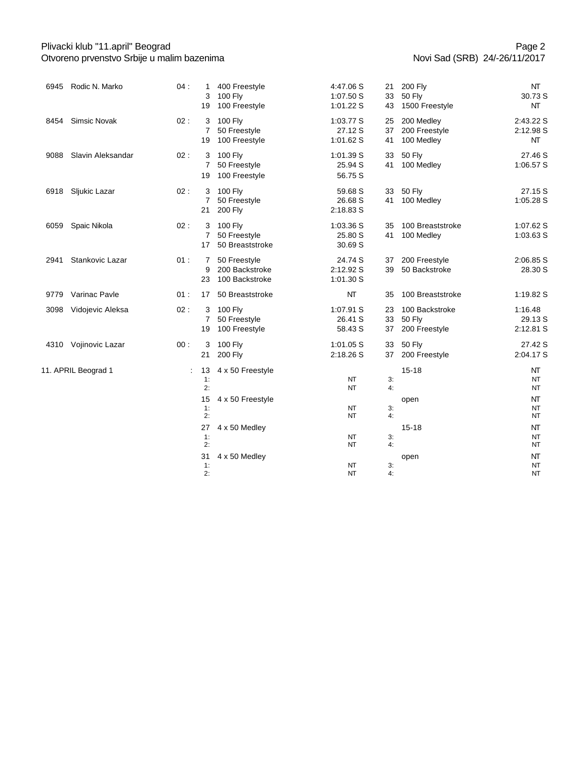| ID | Name | Year | Ev. | Event | Time | Ev. | Event | Time |
|---|---|---|---|---|---|---|---|---|
| 6945 | Rodic N. Marko | 04 : | 1 | 400 Freestyle | 4:47.06 S | 21 | 200 Fly | NT |
| | | | 3 | 100 Fly | 1:07.50 S | 33 | 50 Fly | 30.73 S |
| | | | 19 | 100 Freestyle | 1:01.22 S | 43 | 1500 Freestyle | NT |
| 8454 | Simsic Novak | 02 : | 3 | 100 Fly | 1:03.77 S | 25 | 200 Medley | 2:43.22 S |
| | | | 7 | 50 Freestyle | 27.12 S | 37 | 200 Freestyle | 2:12.98 S |
| | | | 19 | 100 Freestyle | 1:01.62 S | 41 | 100 Medley | NT |
| 9088 | Slavin Aleksandar | 02 : | 3 | 100 Fly | 1:01.39 S | 33 | 50 Fly | 27.46 S |
| | | | 7 | 50 Freestyle | 25.94 S | 41 | 100 Medley | 1:06.57 S |
| | | | 19 | 100 Freestyle | 56.75 S | | | |
| 6918 | Sljukic Lazar | 02 : | 3 | 100 Fly | 59.68 S | 33 | 50 Fly | 27.15 S |
| | | | 7 | 50 Freestyle | 26.68 S | 41 | 100 Medley | 1:05.28 S |
| | | | 21 | 200 Fly | 2:18.83 S | | | |
| 6059 | Spaic Nikola | 02 : | 3 | 100 Fly | 1:03.36 S | 35 | 100 Breaststroke | 1:07.62 S |
| | | | 7 | 50 Freestyle | 25.80 S | 41 | 100 Medley | 1:03.63 S |
| | | | 17 | 50 Breaststroke | 30.69 S | | | |
| 2941 | Stankovic Lazar | 01 : | 7 | 50 Freestyle | 24.74 S | 37 | 200 Freestyle | 2:06.85 S |
| | | | 9 | 200 Backstroke | 2:12.92 S | 39 | 50 Backstroke | 28.30 S |
| | | | 23 | 100 Backstroke | 1:01.30 S | | | |
| 9779 | Varinac Pavle | 01 : | 17 | 50 Breaststroke | NT | 35 | 100 Breaststroke | 1:19.82 S |
| 3098 | Vidojevic Aleksa | 02 : | 3 | 100 Fly | 1:07.91 S | 23 | 100 Backstroke | 1:16.48 |
| | | | 7 | 50 Freestyle | 26.41 S | 33 | 50 Fly | 29.13 S |
| | | | 19 | 100 Freestyle | 58.43 S | 37 | 200 Freestyle | 2:12.81 S |
| 4310 | Vojinovic Lazar | 00 : | 3 | 100 Fly | 1:01.05 S | 33 | 50 Fly | 27.42 S |
| | | | 21 | 200 Fly | 2:18.26 S | 37 | 200 Freestyle | 2:04.17 S |
| 11. APRIL Beograd 1 | | : | 13 | 4 x 50 Freestyle | | | 15-18 | NT |
| | | | 1: | | NT | 3: | | NT |
| | | | 2: | | NT | 4: | | NT |
| | | | 15 | 4 x 50 Freestyle | | | open | NT |
| | | | 1: | | NT | 3: | | NT |
| | | | 2: | | NT | 4: | | NT |
| | | | 27 | 4 x 50 Medley | | | 15-18 | NT |
| | | | 1: | | NT | 3: | | NT |
| | | | 2: | | NT | 4: | | NT |
| | | | 31 | 4 x 50 Medley | | | open | NT |
| | | | 1: | | NT | 3: | | NT |
| | | | 2: | | NT | 4: | | NT |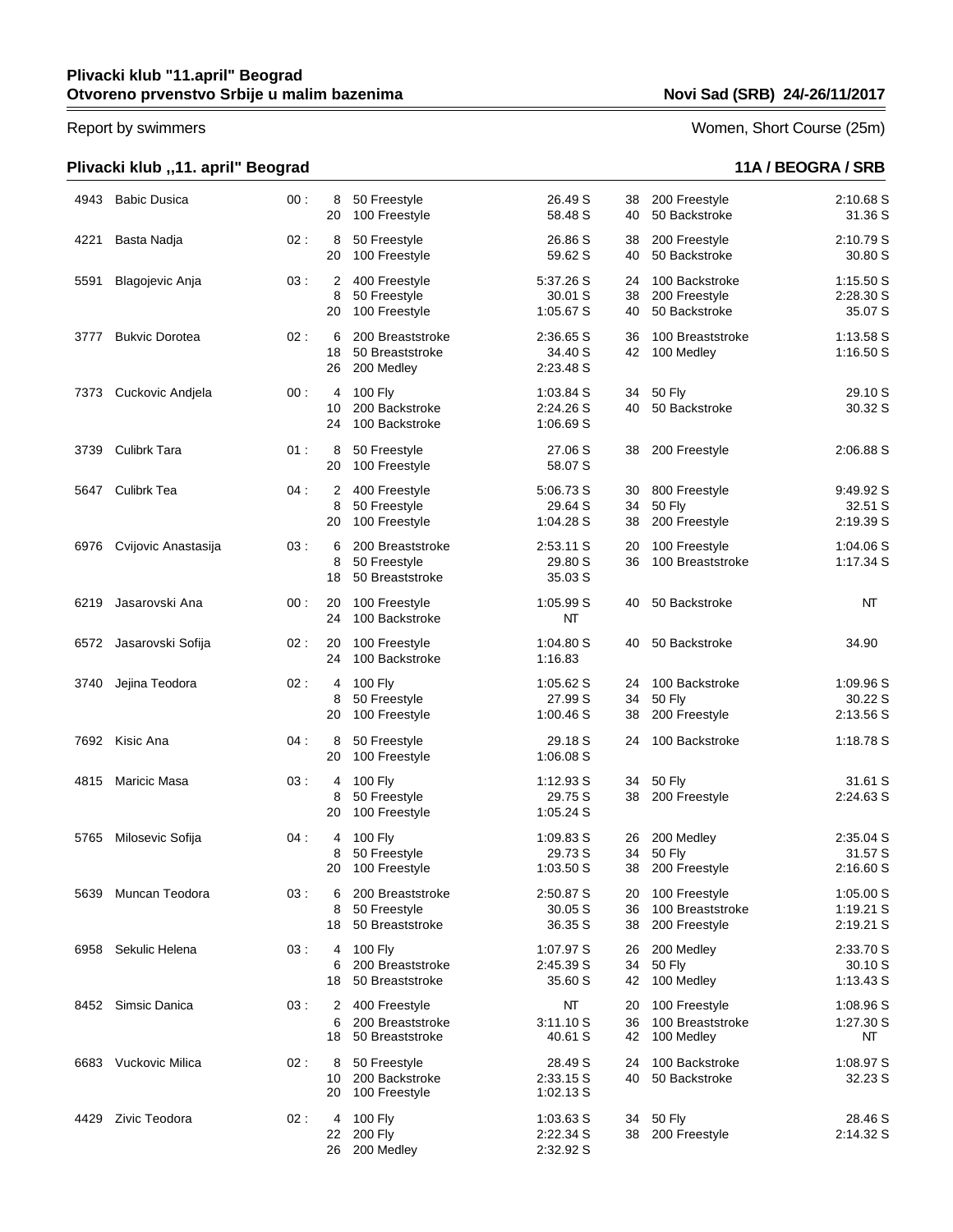**Plivacki klub "11.april" Beograd**
**Otvoreno prvenstvo Srbije u malim bazenima** — **Novi Sad (SRB) 24/-26/11/2017**

Report by swimmers — Women, Short Course (25m)

## Plivacki klub ,,11. april" Beograd — 11A / BEOGRA / SRB

| ID | Name | YOB | Ev | Event | Time | Ev | Event | Time |
|---|---|---|---|---|---|---|---|---|
| 4943 | Babic Dusica | 00 : | 8 | 50 Freestyle | 26.49 S | 38 | 200 Freestyle | 2:10.68 S |
| | | | 20 | 100 Freestyle | 58.48 S | 40 | 50 Backstroke | 31.36 S |
| 4221 | Basta Nadja | 02 : | 8 | 50 Freestyle | 26.86 S | 38 | 200 Freestyle | 2:10.79 S |
| | | | 20 | 100 Freestyle | 59.62 S | 40 | 50 Backstroke | 30.80 S |
| 5591 | Blagojevic Anja | 03 : | 2 | 400 Freestyle | 5:37.26 S | 24 | 100 Backstroke | 1:15.50 S |
| | | | 8 | 50 Freestyle | 30.01 S | 38 | 200 Freestyle | 2:28.30 S |
| | | | 20 | 100 Freestyle | 1:05.67 S | 40 | 50 Backstroke | 35.07 S |
| 3777 | Bukvic Dorotea | 02 : | 6 | 200 Breaststroke | 2:36.65 S | 36 | 100 Breaststroke | 1:13.58 S |
| | | | 18 | 50 Breaststroke | 34.40 S | 42 | 100 Medley | 1:16.50 S |
| | | | 26 | 200 Medley | 2:23.48 S | | | |
| 7373 | Cuckovic Andjela | 00 : | 4 | 100 Fly | 1:03.84 S | 34 | 50 Fly | 29.10 S |
| | | | 10 | 200 Backstroke | 2:24.26 S | 40 | 50 Backstroke | 30.32 S |
| | | | 24 | 100 Backstroke | 1:06.69 S | | | |
| 3739 | Culibrk Tara | 01 : | 8 | 50 Freestyle | 27.06 S | 38 | 200 Freestyle | 2:06.88 S |
| | | | 20 | 100 Freestyle | 58.07 S | | | |
| 5647 | Culibrk Tea | 04 : | 2 | 400 Freestyle | 5:06.73 S | 30 | 800 Freestyle | 9:49.92 S |
| | | | 8 | 50 Freestyle | 29.64 S | 34 | 50 Fly | 32.51 S |
| | | | 20 | 100 Freestyle | 1:04.28 S | 38 | 200 Freestyle | 2:19.39 S |
| 6976 | Cvijovic Anastasija | 03 : | 6 | 200 Breaststroke | 2:53.11 S | 20 | 100 Freestyle | 1:04.06 S |
| | | | 8 | 50 Freestyle | 29.80 S | 36 | 100 Breaststroke | 1:17.34 S |
| | | | 18 | 50 Breaststroke | 35.03 S | | | |
| 6219 | Jasarovski Ana | 00 : | 20 | 100 Freestyle | 1:05.99 S | 40 | 50 Backstroke | NT |
| | | | 24 | 100 Backstroke | NT | | | |
| 6572 | Jasarovski Sofija | 02 : | 20 | 100 Freestyle | 1:04.80 S | 40 | 50 Backstroke | 34.90 |
| | | | 24 | 100 Backstroke | 1:16.83 | | | |
| 3740 | Jejina Teodora | 02 : | 4 | 100 Fly | 1:05.62 S | 24 | 100 Backstroke | 1:09.96 S |
| | | | 8 | 50 Freestyle | 27.99 S | 34 | 50 Fly | 30.22 S |
| | | | 20 | 100 Freestyle | 1:00.46 S | 38 | 200 Freestyle | 2:13.56 S |
| 7692 | Kisic Ana | 04 : | 8 | 50 Freestyle | 29.18 S | 24 | 100 Backstroke | 1:18.78 S |
| | | | 20 | 100 Freestyle | 1:06.08 S | | | |
| 4815 | Maricic Masa | 03 : | 4 | 100 Fly | 1:12.93 S | 34 | 50 Fly | 31.61 S |
| | | | 8 | 50 Freestyle | 29.75 S | 38 | 200 Freestyle | 2:24.63 S |
| | | | 20 | 100 Freestyle | 1:05.24 S | | | |
| 5765 | Milosevic Sofija | 04 : | 4 | 100 Fly | 1:09.83 S | 26 | 200 Medley | 2:35.04 S |
| | | | 8 | 50 Freestyle | 29.73 S | 34 | 50 Fly | 31.57 S |
| | | | 20 | 100 Freestyle | 1:03.50 S | 38 | 200 Freestyle | 2:16.60 S |
| 5639 | Muncan Teodora | 03 : | 6 | 200 Breaststroke | 2:50.87 S | 20 | 100 Freestyle | 1:05.00 S |
| | | | 8 | 50 Freestyle | 30.05 S | 36 | 100 Breaststroke | 1:19.21 S |
| | | | 18 | 50 Breaststroke | 36.35 S | 38 | 200 Freestyle | 2:19.21 S |
| 6958 | Sekulic Helena | 03 : | 4 | 100 Fly | 1:07.97 S | 26 | 200 Medley | 2:33.70 S |
| | | | 6 | 200 Breaststroke | 2:45.39 S | 34 | 50 Fly | 30.10 S |
| | | | 18 | 50 Breaststroke | 35.60 S | 42 | 100 Medley | 1:13.43 S |
| 8452 | Simsic Danica | 03 : | 2 | 400 Freestyle | NT | 20 | 100 Freestyle | 1:08.96 S |
| | | | 6 | 200 Breaststroke | 3:11.10 S | 36 | 100 Breaststroke | 1:27.30 S |
| | | | 18 | 50 Breaststroke | 40.61 S | 42 | 100 Medley | NT |
| 6683 | Vuckovic Milica | 02 : | 8 | 50 Freestyle | 28.49 S | 24 | 100 Backstroke | 1:08.97 S |
| | | | 10 | 200 Backstroke | 2:33.15 S | 40 | 50 Backstroke | 32.23 S |
| | | | 20 | 100 Freestyle | 1:02.13 S | | | |
| 4429 | Zivic Teodora | 02 : | 4 | 100 Fly | 1:03.63 S | 34 | 50 Fly | 28.46 S |
| | | | 22 | 200 Fly | 2:22.34 S | 38 | 200 Freestyle | 2:14.32 S |
| | | | 26 | 200 Medley | 2:32.92 S | | | |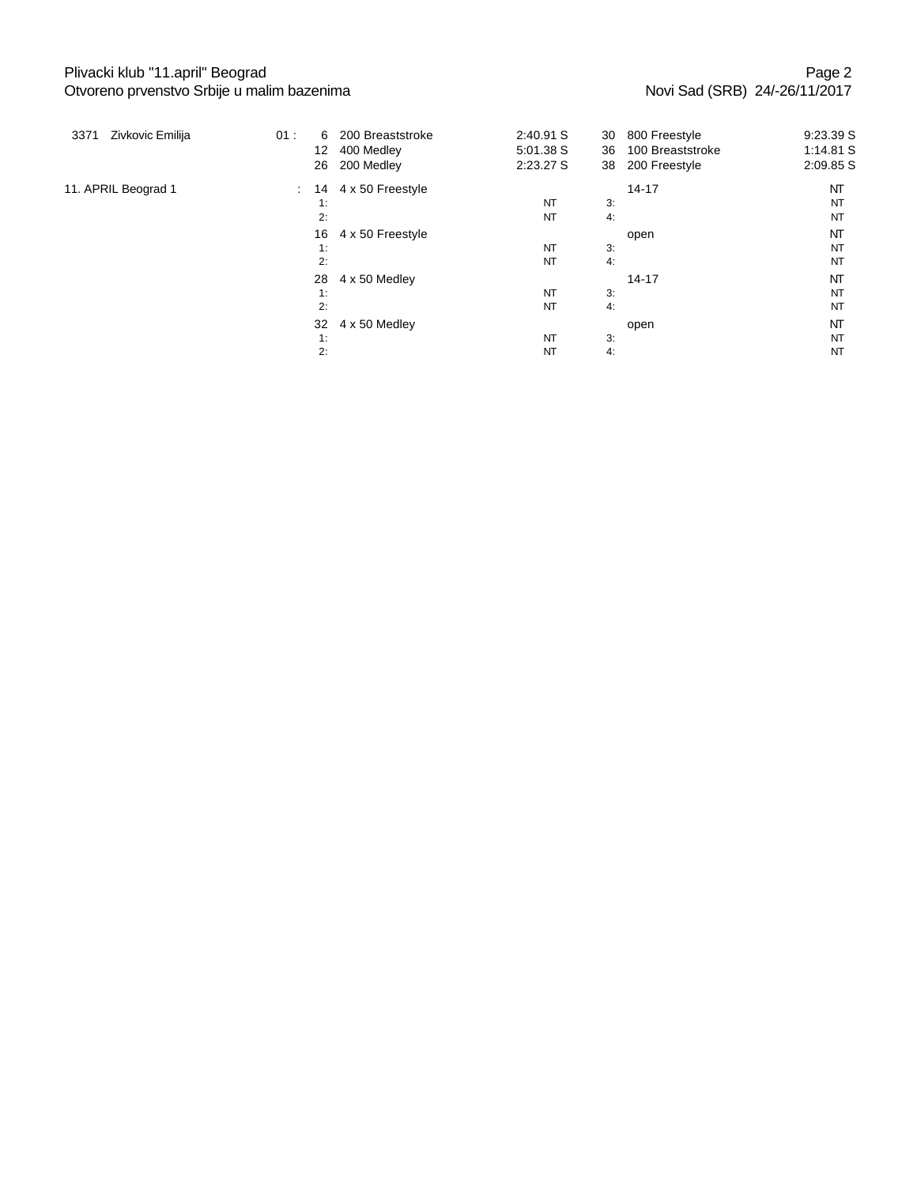| | | | | | | | | |
|---|---|---|---|---|---|---|---|---|
| 3371 | Zivkovic Emilija | 01 : | 6 | 200 Breaststroke | 2:40.91 S | 30 | 800 Freestyle | 9:23.39 S |
| | | | 12 | 400 Medley | 5:01.38 S | 36 | 100 Breaststroke | 1:14.81 S |
| | | | 26 | 200 Medley | 2:23.27 S | 38 | 200 Freestyle | 2:09.85 S |
| 11. APRIL Beograd 1 | | : | 14 | 4 x 50 Freestyle | | | 14-17 | NT |
| | | | 1: | | NT | 3: | | NT |
| | | | 2: | | NT | 4: | | NT |
| | | | 16 | 4 x 50 Freestyle | | | open | NT |
| | | | 1: | | NT | 3: | | NT |
| | | | 2: | | NT | 4: | | NT |
| | | | 28 | 4 x 50 Medley | | | 14-17 | NT |
| | | | 1: | | NT | 3: | | NT |
| | | | 2: | | NT | 4: | | NT |
| | | | 32 | 4 x 50 Medley | | | open | NT |
| | | | 1: | | NT | 3: | | NT |
| | | | 2: | | NT | 4: | | NT |